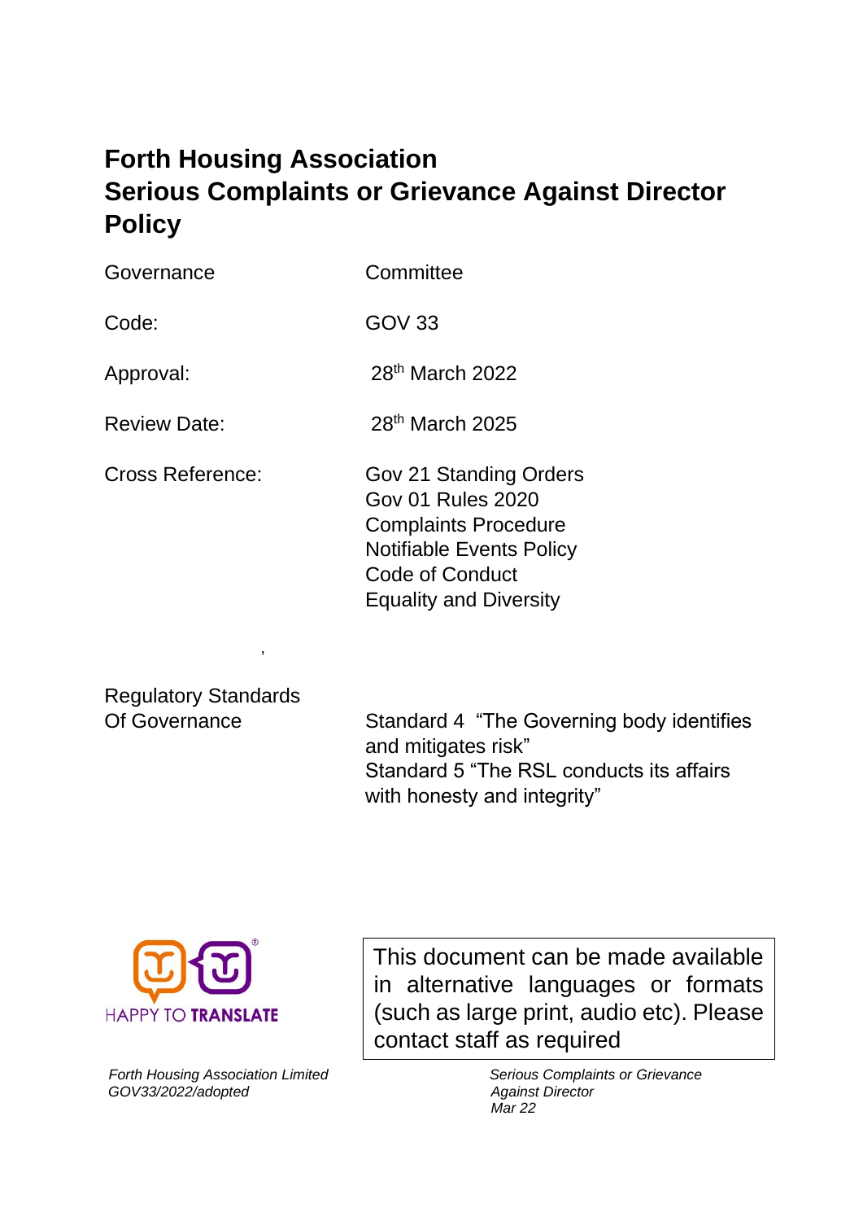# Forth Housing Association
# Serious Complaints or Grievance Against Director Policy

| | |
|---|---|
| Governance | Committee |
| Code: | GOV 33 |
| Approval: | 28th March 2022 |
| Review Date: | 28th March 2025 |
| Cross Reference: | Gov 21 Standing Orders<br>Gov 01 Rules 2020<br>Complaints Procedure<br>Notifiable Events Policy<br>Code of Conduct<br>Equality and Diversity |
| Regulatory Standards Of Governance | Standard 4 "The Governing body identifies and mitigates risk"<br>Standard 5 "The RSL conducts its affairs with honesty and integrity" |

HAPPY TO TRANSLATE

This document can be made available in alternative languages or formats (such as large print, audio etc). Please contact staff as required

*Forth Housing Association Limited*
*GOV33/2022/adopted*

*Serious Complaints or Grievance Against Director*
*Mar 22*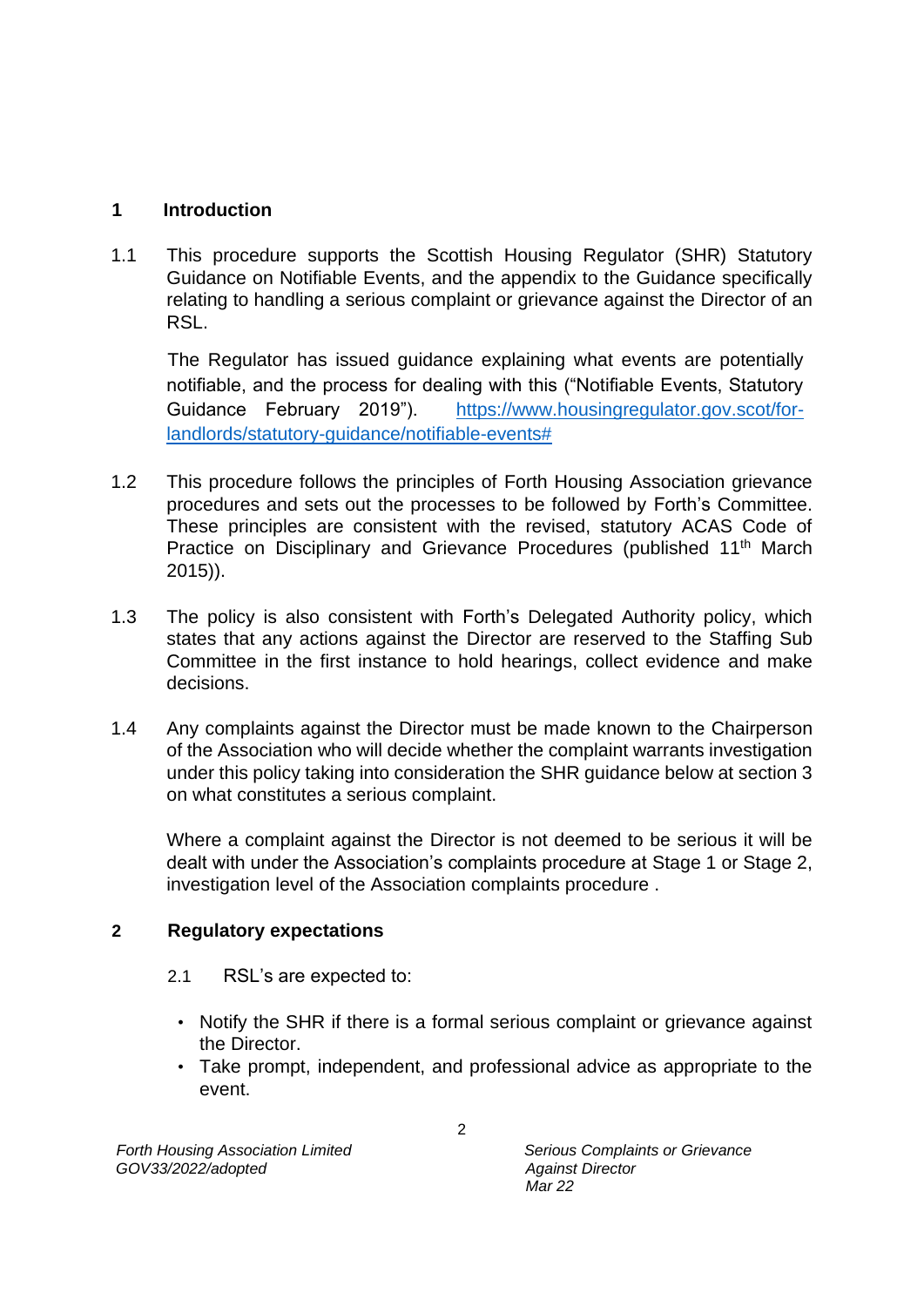## 1 Introduction

1.1 This procedure supports the Scottish Housing Regulator (SHR) Statutory Guidance on Notifiable Events, and the appendix to the Guidance specifically relating to handling a serious complaint or grievance against the Director of an RSL.

The Regulator has issued guidance explaining what events are potentially notifiable, and the process for dealing with this ("Notifiable Events, Statutory Guidance February 2019"). [https://www.housingregulator.gov.scot/for-landlords/statutory-guidance/notifiable-events#](https://www.housingregulator.gov.scot/for-landlords/statutory-guidance/notifiable-events#)

1.2 This procedure follows the principles of Forth Housing Association grievance procedures and sets out the processes to be followed by Forth's Committee. These principles are consistent with the revised, statutory ACAS Code of Practice on Disciplinary and Grievance Procedures (published 11th March 2015)).

1.3 The policy is also consistent with Forth's Delegated Authority policy, which states that any actions against the Director are reserved to the Staffing Sub Committee in the first instance to hold hearings, collect evidence and make decisions.

1.4 Any complaints against the Director must be made known to the Chairperson of the Association who will decide whether the complaint warrants investigation under this policy taking into consideration the SHR guidance below at section 3 on what constitutes a serious complaint.

Where a complaint against the Director is not deemed to be serious it will be dealt with under the Association's complaints procedure at Stage 1 or Stage 2, investigation level of the Association complaints procedure .

## 2 Regulatory expectations

2.1 RSL's are expected to:

- Notify the SHR if there is a formal serious complaint or grievance against the Director.
- Take prompt, independent, and professional advice as appropriate to the event.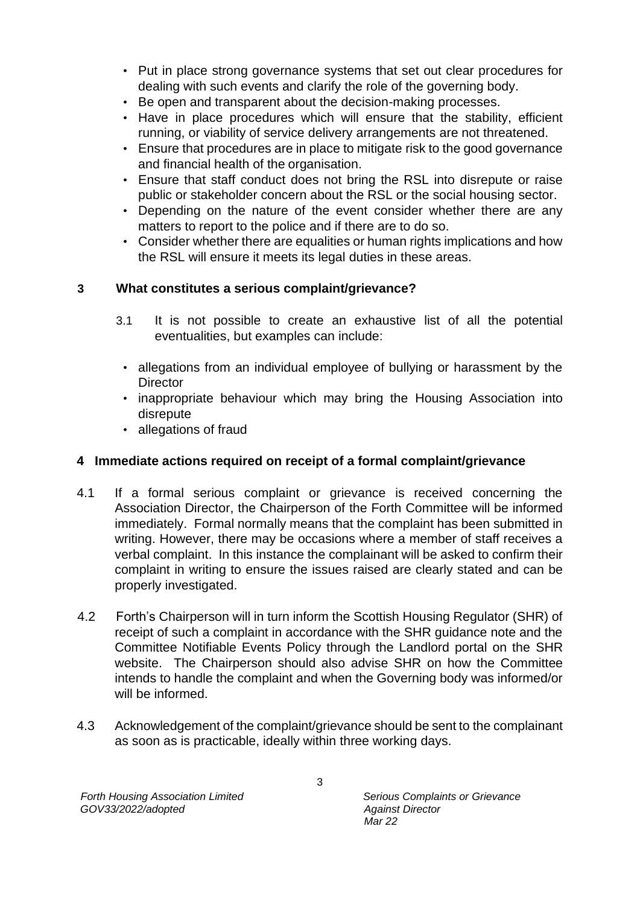- Put in place strong governance systems that set out clear procedures for dealing with such events and clarify the role of the governing body.
- Be open and transparent about the decision-making processes.
- Have in place procedures which will ensure that the stability, efficient running, or viability of service delivery arrangements are not threatened.
- Ensure that procedures are in place to mitigate risk to the good governance and financial health of the organisation.
- Ensure that staff conduct does not bring the RSL into disrepute or raise public or stakeholder concern about the RSL or the social housing sector.
- Depending on the nature of the event consider whether there are any matters to report to the police and if there are to do so.
- Consider whether there are equalities or human rights implications and how the RSL will ensure it meets its legal duties in these areas.

## 3 What constitutes a serious complaint/grievance?

3.1 It is not possible to create an exhaustive list of all the potential eventualities, but examples can include:

- allegations from an individual employee of bullying or harassment by the Director
- inappropriate behaviour which may bring the Housing Association into disrepute
- allegations of fraud

## 4 Immediate actions required on receipt of a formal complaint/grievance

4.1 If a formal serious complaint or grievance is received concerning the Association Director, the Chairperson of the Forth Committee will be informed immediately. Formal normally means that the complaint has been submitted in writing. However, there may be occasions where a member of staff receives a verbal complaint. In this instance the complainant will be asked to confirm their complaint in writing to ensure the issues raised are clearly stated and can be properly investigated.

4.2 Forth's Chairperson will in turn inform the Scottish Housing Regulator (SHR) of receipt of such a complaint in accordance with the SHR guidance note and the Committee Notifiable Events Policy through the Landlord portal on the SHR website. The Chairperson should also advise SHR on how the Committee intends to handle the complaint and when the Governing body was informed/or will be informed.

4.3 Acknowledgement of the complaint/grievance should be sent to the complainant as soon as is practicable, ideally within three working days.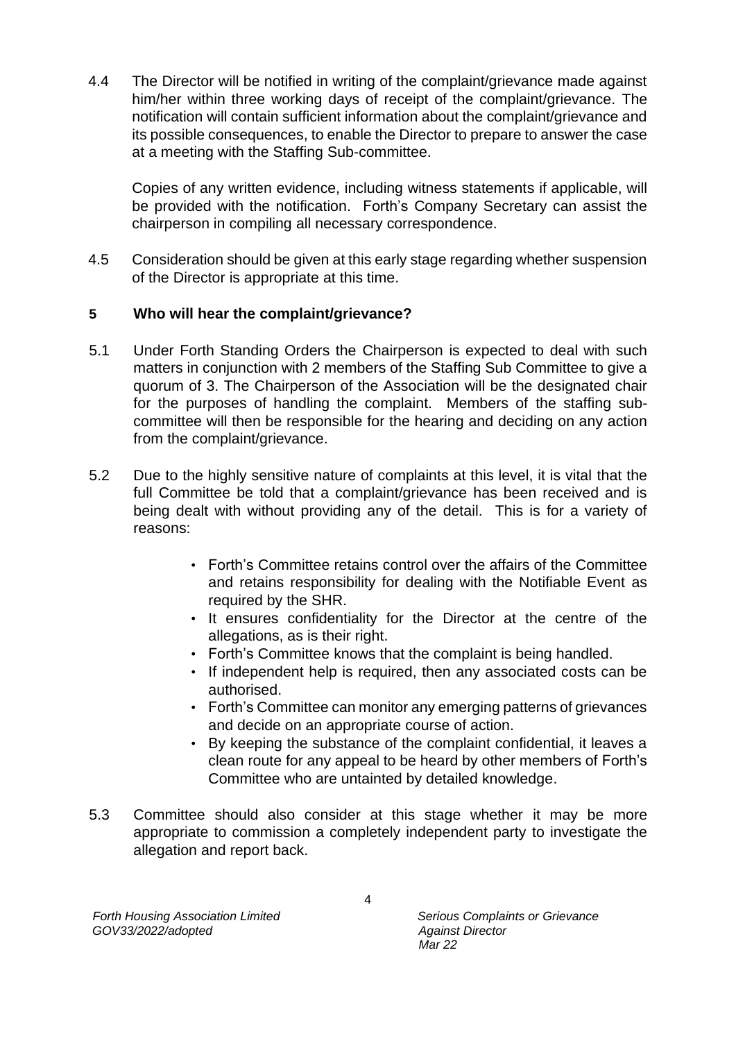4.4 The Director will be notified in writing of the complaint/grievance made against him/her within three working days of receipt of the complaint/grievance. The notification will contain sufficient information about the complaint/grievance and its possible consequences, to enable the Director to prepare to answer the case at a meeting with the Staffing Sub-committee.

Copies of any written evidence, including witness statements if applicable, will be provided with the notification. Forth's Company Secretary can assist the chairperson in compiling all necessary correspondence.

4.5 Consideration should be given at this early stage regarding whether suspension of the Director is appropriate at this time.

## 5 Who will hear the complaint/grievance?

5.1 Under Forth Standing Orders the Chairperson is expected to deal with such matters in conjunction with 2 members of the Staffing Sub Committee to give a quorum of 3. The Chairperson of the Association will be the designated chair for the purposes of handling the complaint. Members of the staffing sub-committee will then be responsible for the hearing and deciding on any action from the complaint/grievance.

5.2 Due to the highly sensitive nature of complaints at this level, it is vital that the full Committee be told that a complaint/grievance has been received and is being dealt with without providing any of the detail. This is for a variety of reasons:

- Forth's Committee retains control over the affairs of the Committee and retains responsibility for dealing with the Notifiable Event as required by the SHR.
- It ensures confidentiality for the Director at the centre of the allegations, as is their right.
- Forth's Committee knows that the complaint is being handled.
- If independent help is required, then any associated costs can be authorised.
- Forth's Committee can monitor any emerging patterns of grievances and decide on an appropriate course of action.
- By keeping the substance of the complaint confidential, it leaves a clean route for any appeal to be heard by other members of Forth's Committee who are untainted by detailed knowledge.

5.3 Committee should also consider at this stage whether it may be more appropriate to commission a completely independent party to investigate the allegation and report back.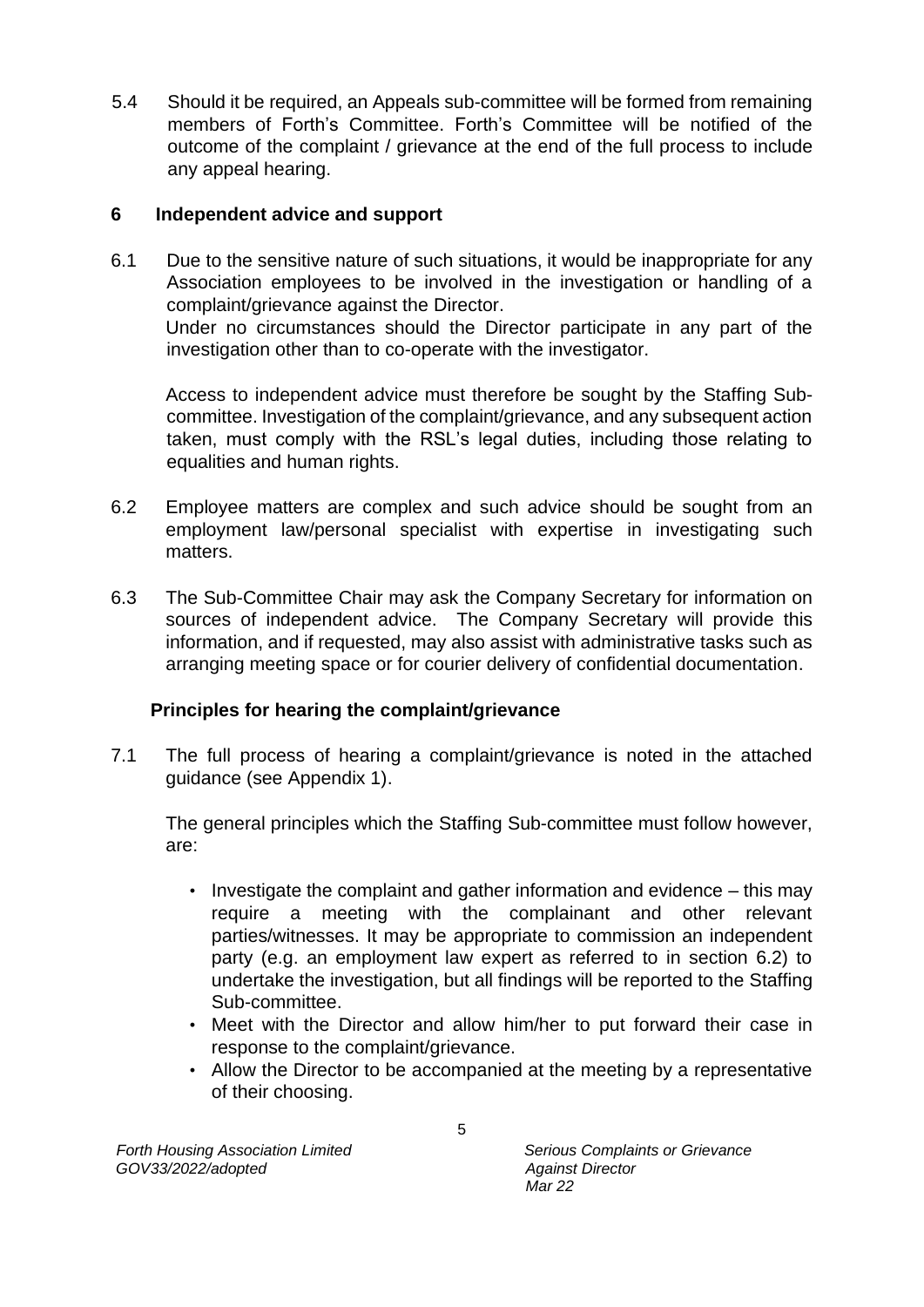5.4 Should it be required, an Appeals sub-committee will be formed from remaining members of Forth's Committee. Forth's Committee will be notified of the outcome of the complaint / grievance at the end of the full process to include any appeal hearing.

## 6 Independent advice and support

6.1 Due to the sensitive nature of such situations, it would be inappropriate for any Association employees to be involved in the investigation or handling of a complaint/grievance against the Director.
Under no circumstances should the Director participate in any part of the investigation other than to co-operate with the investigator.

Access to independent advice must therefore be sought by the Staffing Sub-committee. Investigation of the complaint/grievance, and any subsequent action taken, must comply with the RSL's legal duties, including those relating to equalities and human rights.

6.2 Employee matters are complex and such advice should be sought from an employment law/personal specialist with expertise in investigating such matters.

6.3 The Sub-Committee Chair may ask the Company Secretary for information on sources of independent advice. The Company Secretary will provide this information, and if requested, may also assist with administrative tasks such as arranging meeting space or for courier delivery of confidential documentation.

## Principles for hearing the complaint/grievance

7.1 The full process of hearing a complaint/grievance is noted in the attached guidance (see Appendix 1).

The general principles which the Staffing Sub-committee must follow however, are:

- Investigate the complaint and gather information and evidence – this may require a meeting with the complainant and other relevant parties/witnesses. It may be appropriate to commission an independent party (e.g. an employment law expert as referred to in section 6.2) to undertake the investigation, but all findings will be reported to the Staffing Sub-committee.
- Meet with the Director and allow him/her to put forward their case in response to the complaint/grievance.
- Allow the Director to be accompanied at the meeting by a representative of their choosing.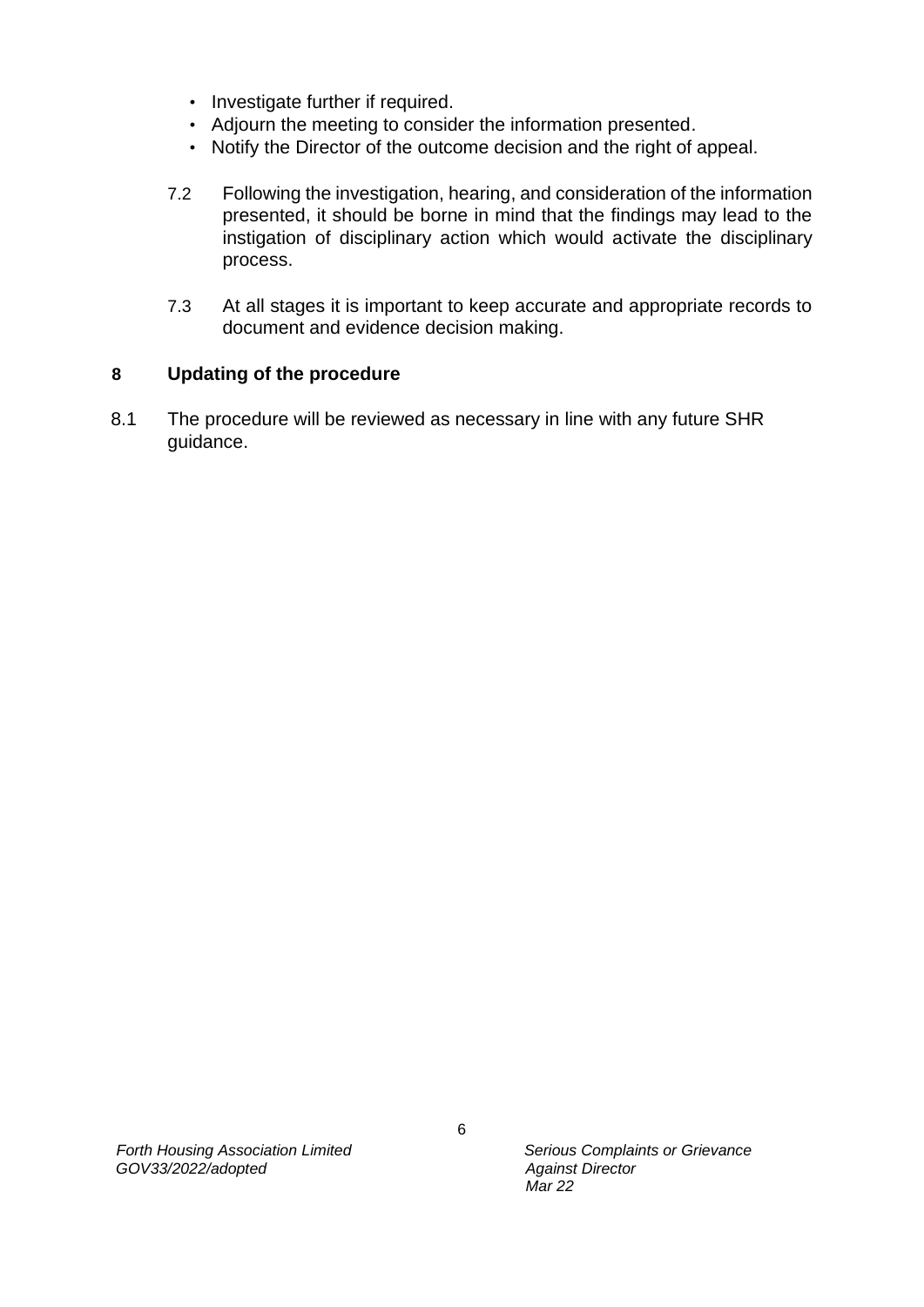- Investigate further if required.
- Adjourn the meeting to consider the information presented.
- Notify the Director of the outcome decision and the right of appeal.

7.2 Following the investigation, hearing, and consideration of the information presented, it should be borne in mind that the findings may lead to the instigation of disciplinary action which would activate the disciplinary process.

7.3 At all stages it is important to keep accurate and appropriate records to document and evidence decision making.

## 8 Updating of the procedure

8.1 The procedure will be reviewed as necessary in line with any future SHR guidance.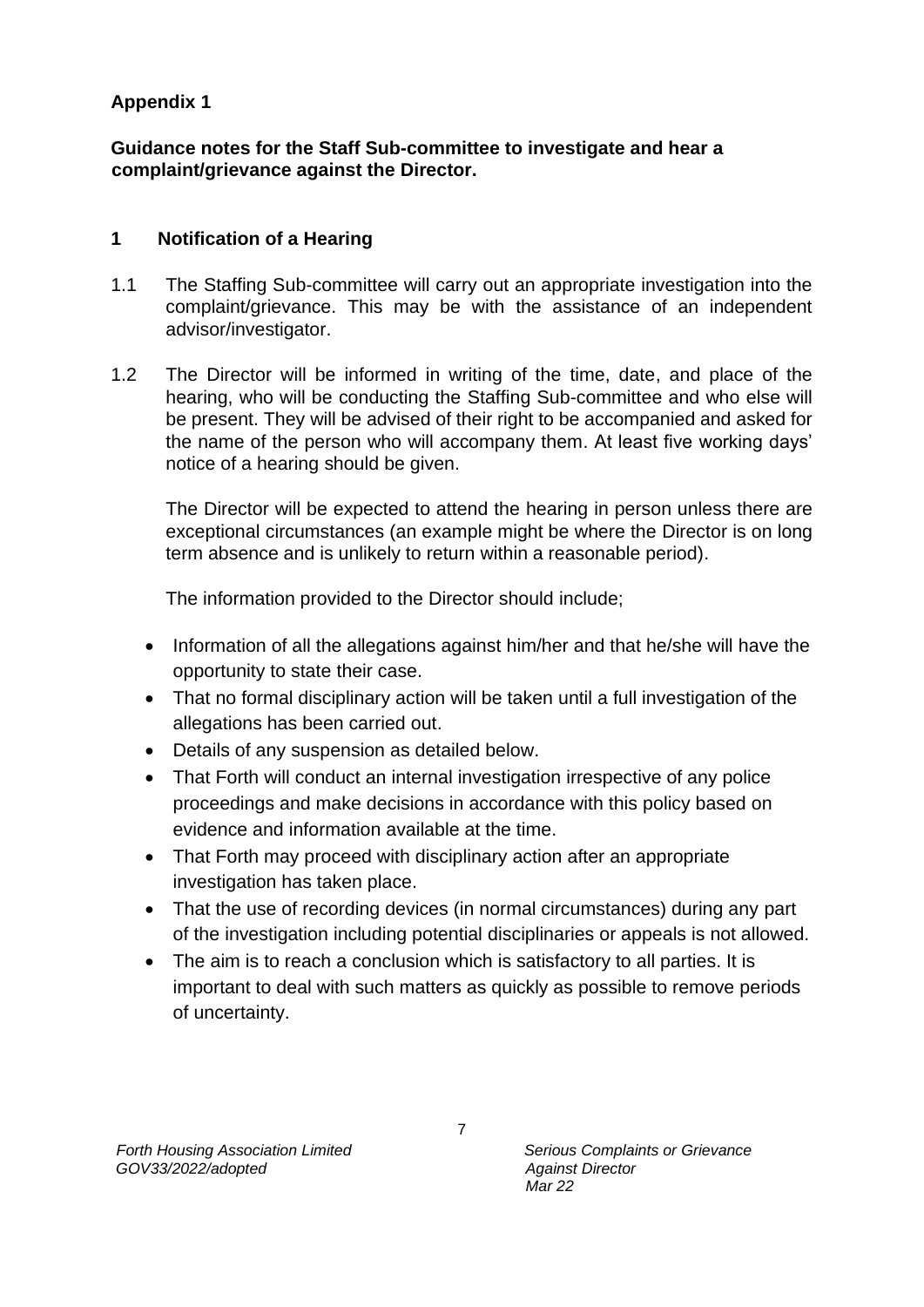**Appendix 1**

**Guidance notes for the Staff Sub-committee to investigate and hear a complaint/grievance against the Director.**

## 1 Notification of a Hearing

1.1 The Staffing Sub-committee will carry out an appropriate investigation into the complaint/grievance. This may be with the assistance of an independent advisor/investigator.

1.2 The Director will be informed in writing of the time, date, and place of the hearing, who will be conducting the Staffing Sub-committee and who else will be present. They will be advised of their right to be accompanied and asked for the name of the person who will accompany them. At least five working days' notice of a hearing should be given.

The Director will be expected to attend the hearing in person unless there are exceptional circumstances (an example might be where the Director is on long term absence and is unlikely to return within a reasonable period).

The information provided to the Director should include;

- Information of all the allegations against him/her and that he/she will have the opportunity to state their case.
- That no formal disciplinary action will be taken until a full investigation of the allegations has been carried out.
- Details of any suspension as detailed below.
- That Forth will conduct an internal investigation irrespective of any police proceedings and make decisions in accordance with this policy based on evidence and information available at the time.
- That Forth may proceed with disciplinary action after an appropriate investigation has taken place.
- That the use of recording devices (in normal circumstances) during any part of the investigation including potential disciplinaries or appeals is not allowed.
- The aim is to reach a conclusion which is satisfactory to all parties. It is important to deal with such matters as quickly as possible to remove periods of uncertainty.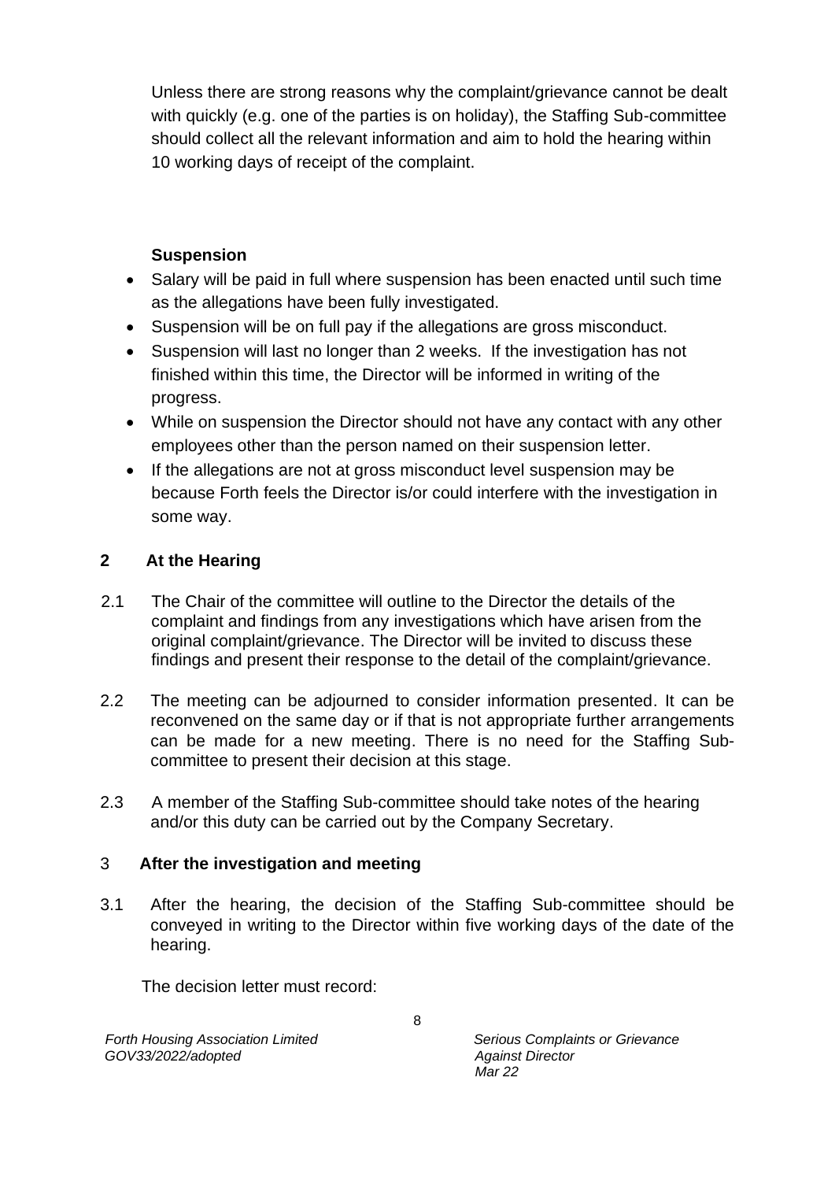Unless there are strong reasons why the complaint/grievance cannot be dealt with quickly (e.g. one of the parties is on holiday), the Staffing Sub-committee should collect all the relevant information and aim to hold the hearing within 10 working days of receipt of the complaint.

**Suspension**

- Salary will be paid in full where suspension has been enacted until such time as the allegations have been fully investigated.
- Suspension will be on full pay if the allegations are gross misconduct.
- Suspension will last no longer than 2 weeks. If the investigation has not finished within this time, the Director will be informed in writing of the progress.
- While on suspension the Director should not have any contact with any other employees other than the person named on their suspension letter.
- If the allegations are not at gross misconduct level suspension may be because Forth feels the Director is/or could interfere with the investigation in some way.

## 2 At the Hearing

2.1 The Chair of the committee will outline to the Director the details of the complaint and findings from any investigations which have arisen from the original complaint/grievance. The Director will be invited to discuss these findings and present their response to the detail of the complaint/grievance.

2.2 The meeting can be adjourned to consider information presented. It can be reconvened on the same day or if that is not appropriate further arrangements can be made for a new meeting. There is no need for the Staffing Sub-committee to present their decision at this stage.

2.3 A member of the Staffing Sub-committee should take notes of the hearing and/or this duty can be carried out by the Company Secretary.

## 3 After the investigation and meeting

3.1 After the hearing, the decision of the Staffing Sub-committee should be conveyed in writing to the Director within five working days of the date of the hearing.

The decision letter must record: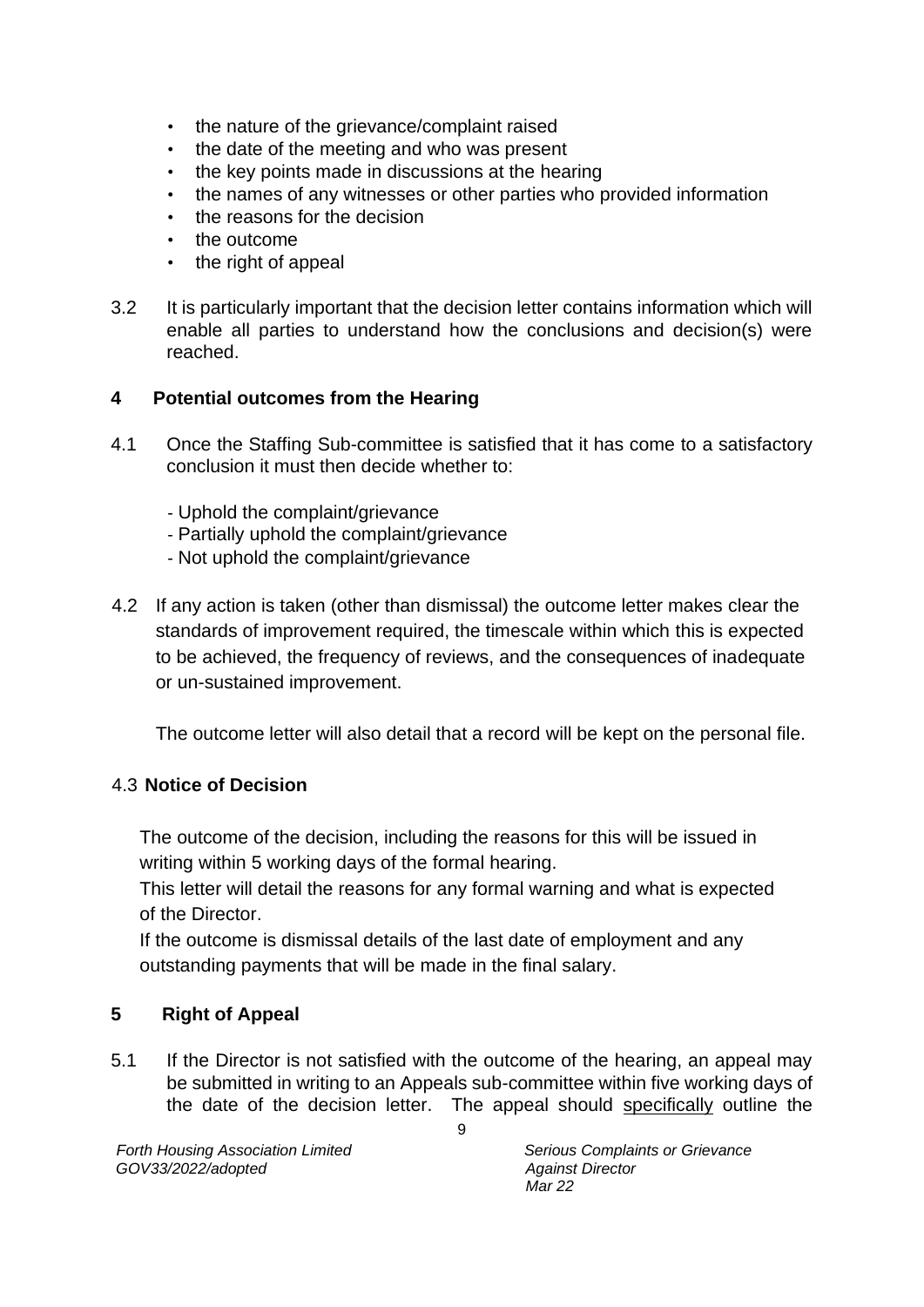- the nature of the grievance/complaint raised
- the date of the meeting and who was present
- the key points made in discussions at the hearing
- the names of any witnesses or other parties who provided information
- the reasons for the decision
- the outcome
- the right of appeal

3.2 It is particularly important that the decision letter contains information which will enable all parties to understand how the conclusions and decision(s) were reached.

## 4 Potential outcomes from the Hearing

4.1 Once the Staffing Sub-committee is satisfied that it has come to a satisfactory conclusion it must then decide whether to:

- Uphold the complaint/grievance
- Partially uphold the complaint/grievance
- Not uphold the complaint/grievance

4.2 If any action is taken (other than dismissal) the outcome letter makes clear the standards of improvement required, the timescale within which this is expected to be achieved, the frequency of reviews, and the consequences of inadequate or un-sustained improvement.

The outcome letter will also detail that a record will be kept on the personal file.

4.3 **Notice of Decision**

The outcome of the decision, including the reasons for this will be issued in writing within 5 working days of the formal hearing.

This letter will detail the reasons for any formal warning and what is expected of the Director.

If the outcome is dismissal details of the last date of employment and any outstanding payments that will be made in the final salary.

## 5 Right of Appeal

5.1 If the Director is not satisfied with the outcome of the hearing, an appeal may be submitted in writing to an Appeals sub-committee within five working days of the date of the decision letter. The appeal should specifically outline the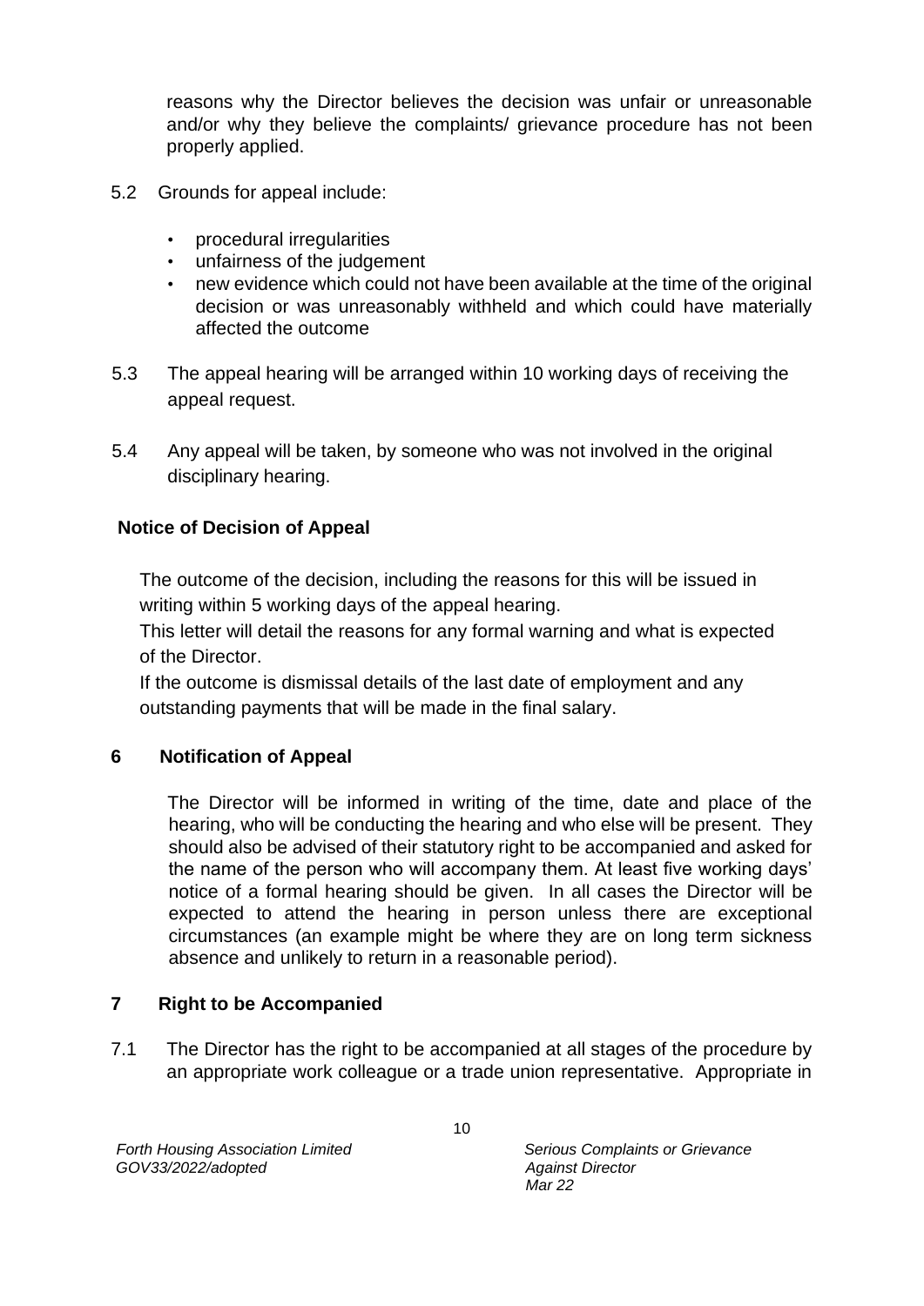reasons why the Director believes the decision was unfair or unreasonable and/or why they believe the complaints/ grievance procedure has not been properly applied.

5.2 Grounds for appeal include:

- procedural irregularities
- unfairness of the judgement
- new evidence which could not have been available at the time of the original decision or was unreasonably withheld and which could have materially affected the outcome

5.3 The appeal hearing will be arranged within 10 working days of receiving the appeal request.

5.4 Any appeal will be taken, by someone who was not involved in the original disciplinary hearing.

**Notice of Decision of Appeal**

The outcome of the decision, including the reasons for this will be issued in writing within 5 working days of the appeal hearing.

This letter will detail the reasons for any formal warning and what is expected of the Director.

If the outcome is dismissal details of the last date of employment and any outstanding payments that will be made in the final salary.

## 6 Notification of Appeal

The Director will be informed in writing of the time, date and place of the hearing, who will be conducting the hearing and who else will be present. They should also be advised of their statutory right to be accompanied and asked for the name of the person who will accompany them. At least five working days' notice of a formal hearing should be given. In all cases the Director will be expected to attend the hearing in person unless there are exceptional circumstances (an example might be where they are on long term sickness absence and unlikely to return in a reasonable period).

## 7 Right to be Accompanied

7.1 The Director has the right to be accompanied at all stages of the procedure by an appropriate work colleague or a trade union representative. Appropriate in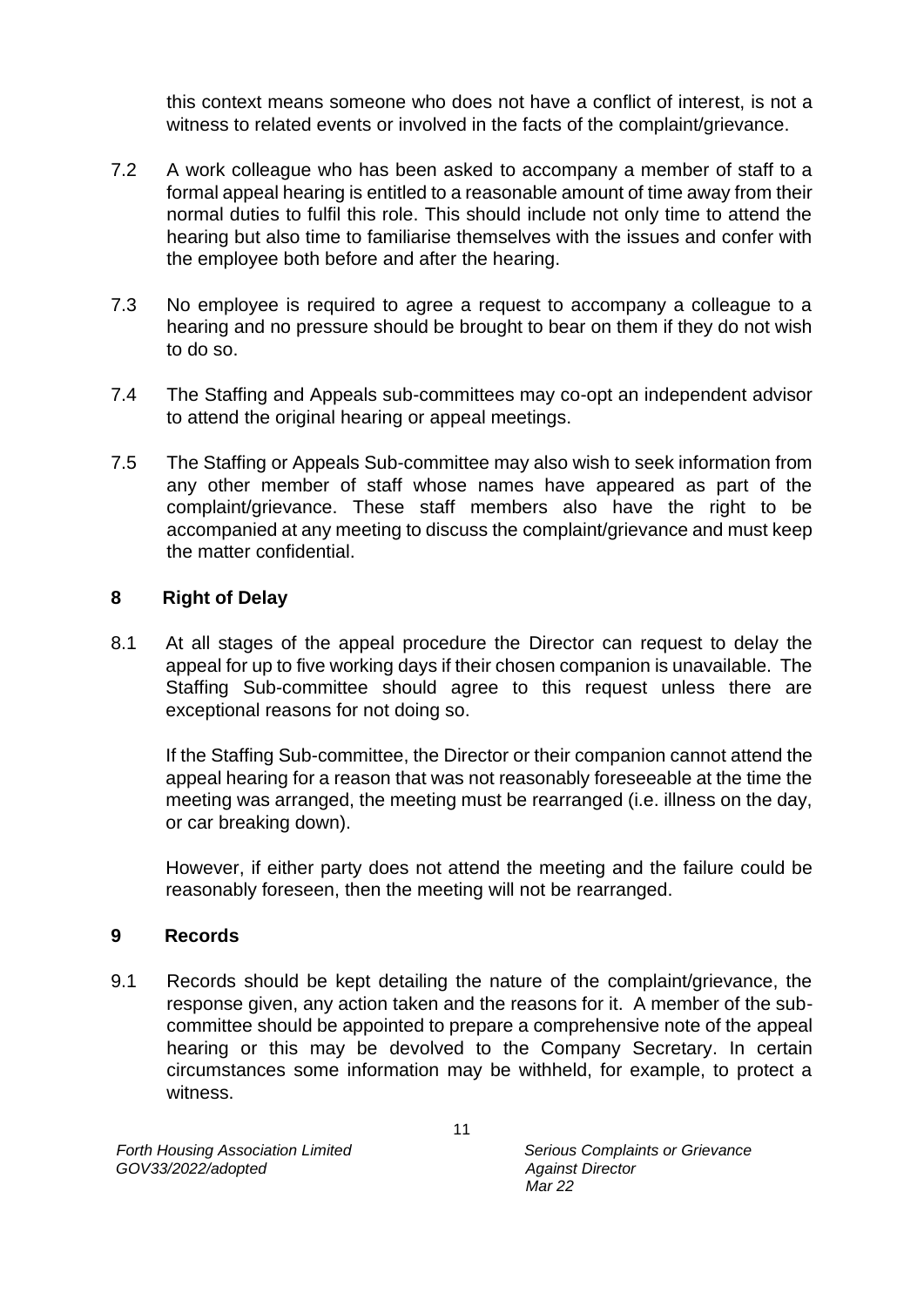this context means someone who does not have a conflict of interest, is not a witness to related events or involved in the facts of the complaint/grievance.

7.2 A work colleague who has been asked to accompany a member of staff to a formal appeal hearing is entitled to a reasonable amount of time away from their normal duties to fulfil this role. This should include not only time to attend the hearing but also time to familiarise themselves with the issues and confer with the employee both before and after the hearing.

7.3 No employee is required to agree a request to accompany a colleague to a hearing and no pressure should be brought to bear on them if they do not wish to do so.

7.4 The Staffing and Appeals sub-committees may co-opt an independent advisor to attend the original hearing or appeal meetings.

7.5 The Staffing or Appeals Sub-committee may also wish to seek information from any other member of staff whose names have appeared as part of the complaint/grievance. These staff members also have the right to be accompanied at any meeting to discuss the complaint/grievance and must keep the matter confidential.

## 8 Right of Delay

8.1 At all stages of the appeal procedure the Director can request to delay the appeal for up to five working days if their chosen companion is unavailable. The Staffing Sub-committee should agree to this request unless there are exceptional reasons for not doing so.

If the Staffing Sub-committee, the Director or their companion cannot attend the appeal hearing for a reason that was not reasonably foreseeable at the time the meeting was arranged, the meeting must be rearranged (i.e. illness on the day, or car breaking down).

However, if either party does not attend the meeting and the failure could be reasonably foreseen, then the meeting will not be rearranged.

## 9 Records

9.1 Records should be kept detailing the nature of the complaint/grievance, the response given, any action taken and the reasons for it. A member of the sub-committee should be appointed to prepare a comprehensive note of the appeal hearing or this may be devolved to the Company Secretary. In certain circumstances some information may be withheld, for example, to protect a witness.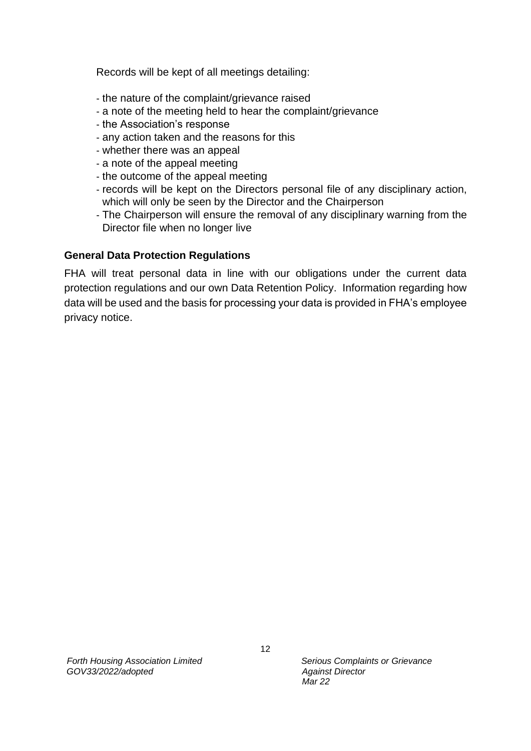Records will be kept of all meetings detailing:

- the nature of the complaint/grievance raised
- a note of the meeting held to hear the complaint/grievance
- the Association's response
- any action taken and the reasons for this
- whether there was an appeal
- a note of the appeal meeting
- the outcome of the appeal meeting
- records will be kept on the Directors personal file of any disciplinary action, which will only be seen by the Director and the Chairperson
- The Chairperson will ensure the removal of any disciplinary warning from the Director file when no longer live

**General Data Protection Regulations**

FHA will treat personal data in line with our obligations under the current data protection regulations and our own Data Retention Policy. Information regarding how data will be used and the basis for processing your data is provided in FHA's employee privacy notice.